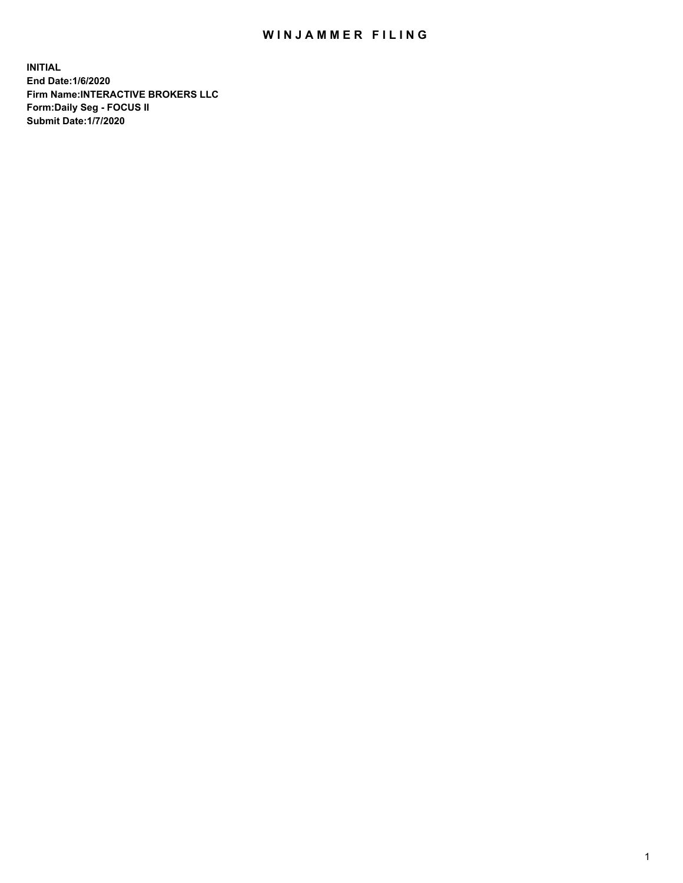# WINJAMMER FILING

**INITIAL**
**End Date:1/6/2020**
**Firm Name:INTERACTIVE BROKERS LLC**
**Form:Daily Seg - FOCUS II**
**Submit Date:1/7/2020**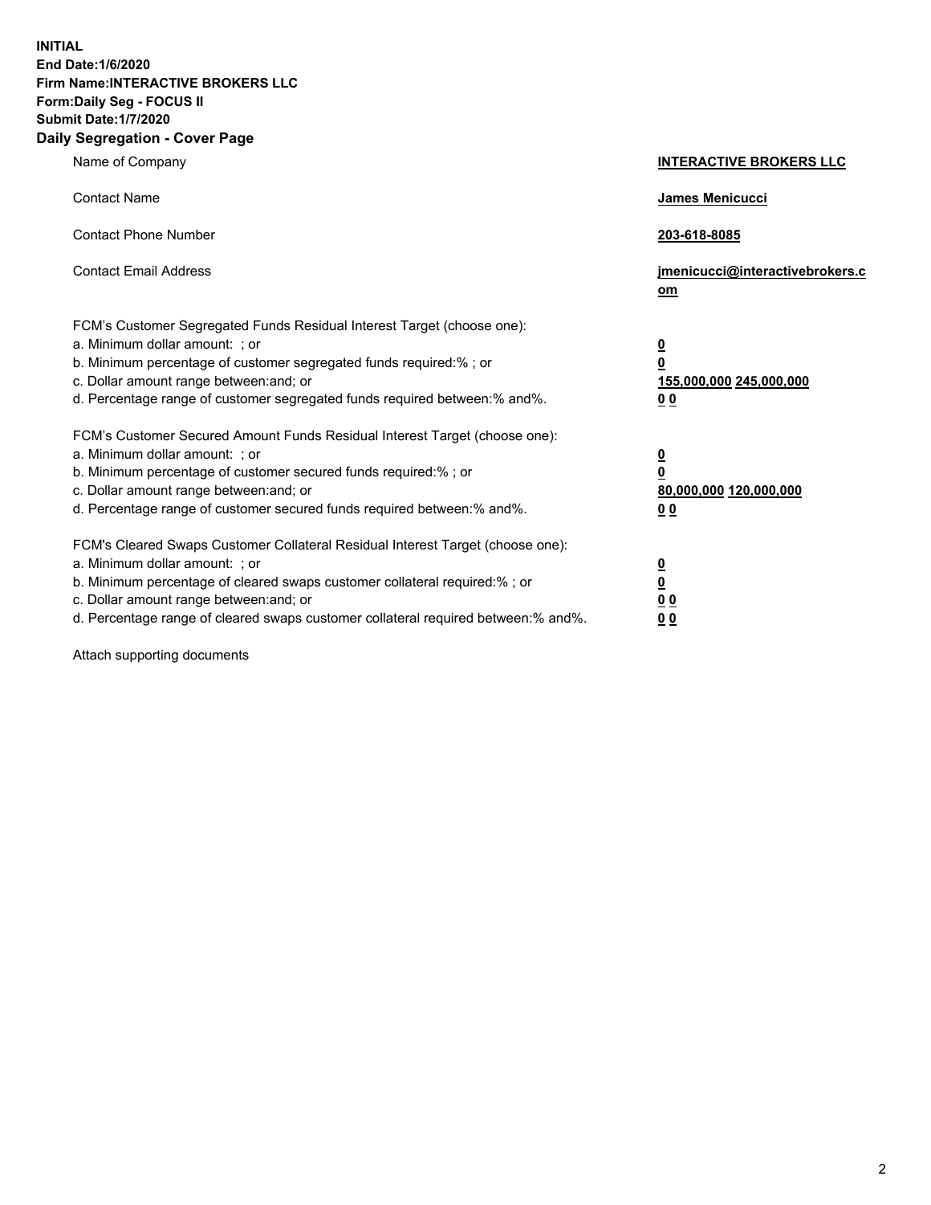**INITIAL**
**End Date:1/6/2020**
**Firm Name:INTERACTIVE BROKERS LLC**
**Form:Daily Seg - FOCUS II**
**Submit Date:1/7/2020**

## Daily Segregation - Cover Page

| | |
|---|---|
| Name of Company | **INTERACTIVE BROKERS LLC** |
| Contact Name | **James Menicucci** |
| Contact Phone Number | **203-618-8085** |
| Contact Email Address | **jmenicucci@interactivebrokers.com** |

FCM's Customer Segregated Funds Residual Interest Target (choose one):

| | |
|---|---|
| a. Minimum dollar amount: ; or | **0** |
| b. Minimum percentage of customer segregated funds required:% ; or | **0** |
| c. Dollar amount range between:and; or | **155,000,000 245,000,000** |
| d. Percentage range of customer segregated funds required between:% and%. | **0 0** |

FCM's Customer Secured Amount Funds Residual Interest Target (choose one):

| | |
|---|---|
| a. Minimum dollar amount: ; or | **0** |
| b. Minimum percentage of customer secured funds required:% ; or | **0** |
| c. Dollar amount range between:and; or | **80,000,000 120,000,000** |
| d. Percentage range of customer secured funds required between:% and%. | **0 0** |

FCM's Cleared Swaps Customer Collateral Residual Interest Target (choose one):

| | |
|---|---|
| a. Minimum dollar amount: ; or | **0** |
| b. Minimum percentage of cleared swaps customer collateral required:% ; or | **0** |
| c. Dollar amount range between:and; or | **0 0** |
| d. Percentage range of cleared swaps customer collateral required between:% and%. | **0 0** |

Attach supporting documents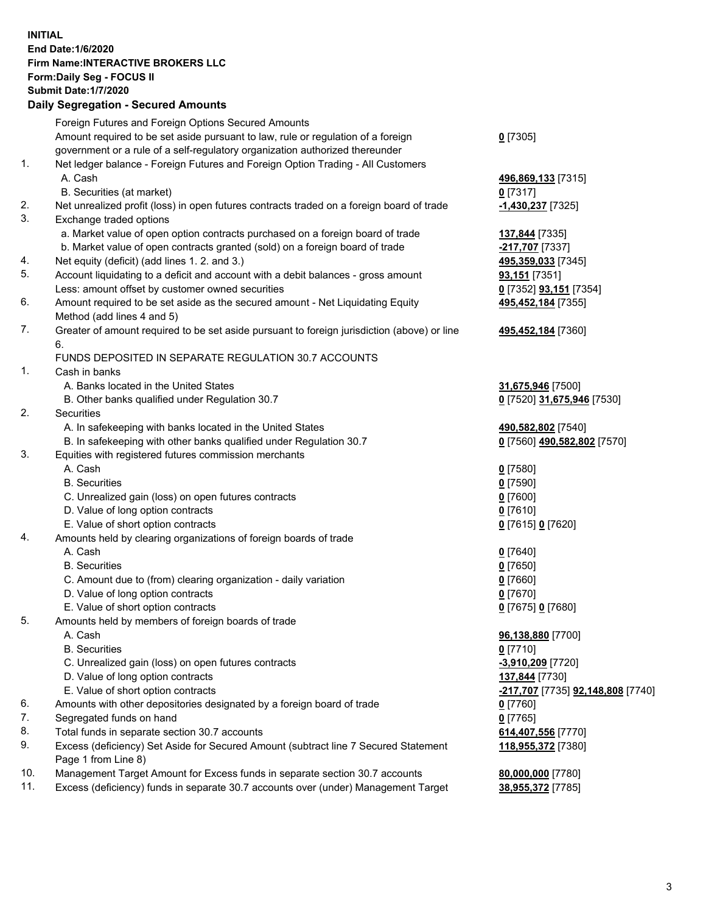**INITIAL**
**End Date:1/6/2020**
**Firm Name:INTERACTIVE BROKERS LLC**
**Form:Daily Seg - FOCUS II**
**Submit Date:1/7/2020**

## Daily Segregation - Secured Amounts

| | | |
|---|---|---|
| | Foreign Futures and Foreign Options Secured Amounts | |
| | Amount required to be set aside pursuant to law, rule or regulation of a foreign government or a rule of a self-regulatory organization authorized thereunder | **0** [7305] |
| 1. | Net ledger balance - Foreign Futures and Foreign Option Trading - All Customers | |
| | A. Cash | **496,869,133** [7315] |
| | B. Securities (at market) | **0** [7317] |
| 2. | Net unrealized profit (loss) in open futures contracts traded on a foreign board of trade | **-1,430,237** [7325] |
| 3. | Exchange traded options | |
| | a. Market value of open option contracts purchased on a foreign board of trade | **137,844** [7335] |
| | b. Market value of open contracts granted (sold) on a foreign board of trade | **-217,707** [7337] |
| 4. | Net equity (deficit) (add lines 1. 2. and 3.) | **495,359,033** [7345] |
| 5. | Account liquidating to a deficit and account with a debit balances - gross amount | **93,151** [7351] |
| | Less: amount offset by customer owned securities | **0** [7352] **93,151** [7354] |
| 6. | Amount required to be set aside as the secured amount - Net Liquidating Equity Method (add lines 4 and 5) | **495,452,184** [7355] |
| 7. | Greater of amount required to be set aside pursuant to foreign jurisdiction (above) or line 6. | **495,452,184** [7360] |
| | FUNDS DEPOSITED IN SEPARATE REGULATION 30.7 ACCOUNTS | |
| 1. | Cash in banks | |
| | A. Banks located in the United States | **31,675,946** [7500] |
| | B. Other banks qualified under Regulation 30.7 | **0** [7520] **31,675,946** [7530] |
| 2. | Securities | |
| | A. In safekeeping with banks located in the United States | **490,582,802** [7540] |
| | B. In safekeeping with other banks qualified under Regulation 30.7 | **0** [7560] **490,582,802** [7570] |
| 3. | Equities with registered futures commission merchants | |
| | A. Cash | **0** [7580] |
| | B. Securities | **0** [7590] |
| | C. Unrealized gain (loss) on open futures contracts | **0** [7600] |
| | D. Value of long option contracts | **0** [7610] |
| | E. Value of short option contracts | **0** [7615] **0** [7620] |
| 4. | Amounts held by clearing organizations of foreign boards of trade | |
| | A. Cash | **0** [7640] |
| | B. Securities | **0** [7650] |
| | C. Amount due to (from) clearing organization - daily variation | **0** [7660] |
| | D. Value of long option contracts | **0** [7670] |
| | E. Value of short option contracts | **0** [7675] **0** [7680] |
| 5. | Amounts held by members of foreign boards of trade | |
| | A. Cash | **96,138,880** [7700] |
| | B. Securities | **0** [7710] |
| | C. Unrealized gain (loss) on open futures contracts | **-3,910,209** [7720] |
| | D. Value of long option contracts | **137,844** [7730] |
| | E. Value of short option contracts | **-217,707** [7735] **92,148,808** [7740] |
| 6. | Amounts with other depositories designated by a foreign board of trade | **0** [7760] |
| 7. | Segregated funds on hand | **0** [7765] |
| 8. | Total funds in separate section 30.7 accounts | **614,407,556** [7770] |
| 9. | Excess (deficiency) Set Aside for Secured Amount (subtract line 7 Secured Statement Page 1 from Line 8) | **118,955,372** [7380] |
| 10. | Management Target Amount for Excess funds in separate section 30.7 accounts | **80,000,000** [7780] |
| 11. | Excess (deficiency) funds in separate 30.7 accounts over (under) Management Target | **38,955,372** [7785] |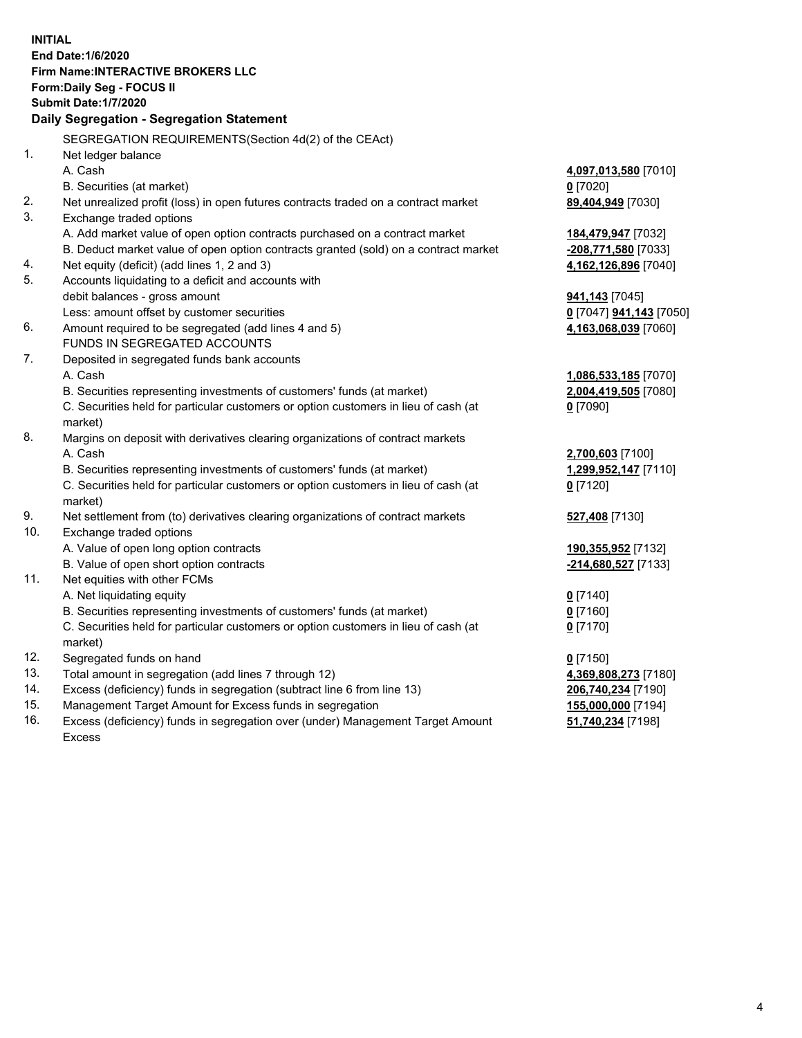**INITIAL**
**End Date:1/6/2020**
**Firm Name:INTERACTIVE BROKERS LLC**
**Form:Daily Seg - FOCUS II**
**Submit Date:1/7/2020**

## Daily Segregation - Segregation Statement

| | | |
|---|---|---|
| | SEGREGATION REQUIREMENTS(Section 4d(2) of the CEAct) | |
| 1. | Net ledger balance | |
| | A. Cash | **4,097,013,580** [7010] |
| | B. Securities (at market) | **0** [7020] |
| 2. | Net unrealized profit (loss) in open futures contracts traded on a contract market | **89,404,949** [7030] |
| 3. | Exchange traded options | |
| | A. Add market value of open option contracts purchased on a contract market | **184,479,947** [7032] |
| | B. Deduct market value of open option contracts granted (sold) on a contract market | **-208,771,580** [7033] |
| 4. | Net equity (deficit) (add lines 1, 2 and 3) | **4,162,126,896** [7040] |
| 5. | Accounts liquidating to a deficit and accounts with | |
| | debit balances - gross amount | **941,143** [7045] |
| | Less: amount offset by customer securities | **0** [7047] **941,143** [7050] |
| 6. | Amount required to be segregated (add lines 4 and 5) | **4,163,068,039** [7060] |
| | FUNDS IN SEGREGATED ACCOUNTS | |
| 7. | Deposited in segregated funds bank accounts | |
| | A. Cash | **1,086,533,185** [7070] |
| | B. Securities representing investments of customers' funds (at market) | **2,004,419,505** [7080] |
| | C. Securities held for particular customers or option customers in lieu of cash (at market) | **0** [7090] |
| 8. | Margins on deposit with derivatives clearing organizations of contract markets | |
| | A. Cash | **2,700,603** [7100] |
| | B. Securities representing investments of customers' funds (at market) | **1,299,952,147** [7110] |
| | C. Securities held for particular customers or option customers in lieu of cash (at market) | **0** [7120] |
| 9. | Net settlement from (to) derivatives clearing organizations of contract markets | **527,408** [7130] |
| 10. | Exchange traded options | |
| | A. Value of open long option contracts | **190,355,952** [7132] |
| | B. Value of open short option contracts | **-214,680,527** [7133] |
| 11. | Net equities with other FCMs | |
| | A. Net liquidating equity | **0** [7140] |
| | B. Securities representing investments of customers' funds (at market) | **0** [7160] |
| | C. Securities held for particular customers or option customers in lieu of cash (at market) | **0** [7170] |
| 12. | Segregated funds on hand | **0** [7150] |
| 13. | Total amount in segregation (add lines 7 through 12) | **4,369,808,273** [7180] |
| 14. | Excess (deficiency) funds in segregation (subtract line 6 from line 13) | **206,740,234** [7190] |
| 15. | Management Target Amount for Excess funds in segregation | **155,000,000** [7194] |
| 16. | Excess (deficiency) funds in segregation over (under) Management Target Amount Excess | **51,740,234** [7198] |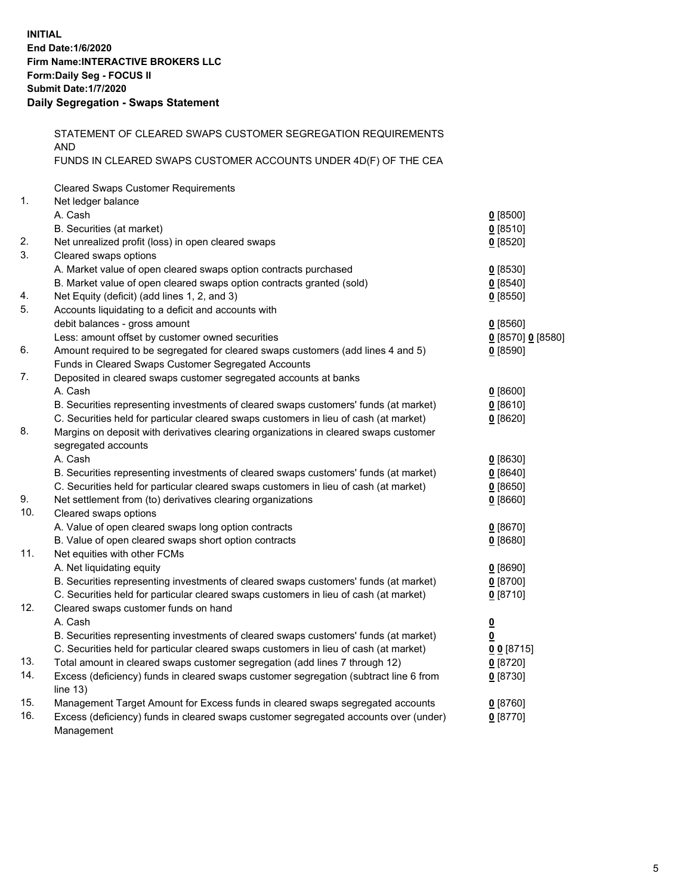**INITIAL**
**End Date:1/6/2020**
**Firm Name:INTERACTIVE BROKERS LLC**
**Form:Daily Seg - FOCUS II**
**Submit Date:1/7/2020**
**Daily Segregation - Swaps Statement**

STATEMENT OF CLEARED SWAPS CUSTOMER SEGREGATION REQUIREMENTS AND FUNDS IN CLEARED SWAPS CUSTOMER ACCOUNTS UNDER 4D(F) OF THE CEA

| | | |
|---|---|---|
| | Cleared Swaps Customer Requirements | |
| 1. | Net ledger balance | |
| | A. Cash | 0 [8500] |
| | B. Securities (at market) | 0 [8510] |
| 2. | Net unrealized profit (loss) in open cleared swaps | 0 [8520] |
| 3. | Cleared swaps options | |
| | A. Market value of open cleared swaps option contracts purchased | 0 [8530] |
| | B. Market value of open cleared swaps option contracts granted (sold) | 0 [8540] |
| 4. | Net Equity (deficit) (add lines 1, 2, and 3) | 0 [8550] |
| 5. | Accounts liquidating to a deficit and accounts with | |
| | debit balances - gross amount | 0 [8560] |
| | Less: amount offset by customer owned securities | 0 [8570] 0 [8580] |
| 6. | Amount required to be segregated for cleared swaps customers (add lines 4 and 5) | 0 [8590] |
| | Funds in Cleared Swaps Customer Segregated Accounts | |
| 7. | Deposited in cleared swaps customer segregated accounts at banks | |
| | A. Cash | 0 [8600] |
| | B. Securities representing investments of cleared swaps customers' funds (at market) | 0 [8610] |
| | C. Securities held for particular cleared swaps customers in lieu of cash (at market) | 0 [8620] |
| 8. | Margins on deposit with derivatives clearing organizations in cleared swaps customer segregated accounts | |
| | A. Cash | 0 [8630] |
| | B. Securities representing investments of cleared swaps customers' funds (at market) | 0 [8640] |
| | C. Securities held for particular cleared swaps customers in lieu of cash (at market) | 0 [8650] |
| 9. | Net settlement from (to) derivatives clearing organizations | 0 [8660] |
| 10. | Cleared swaps options | |
| | A. Value of open cleared swaps long option contracts | 0 [8670] |
| | B. Value of open cleared swaps short option contracts | 0 [8680] |
| 11. | Net equities with other FCMs | |
| | A. Net liquidating equity | 0 [8690] |
| | B. Securities representing investments of cleared swaps customers' funds (at market) | 0 [8700] |
| | C. Securities held for particular cleared swaps customers in lieu of cash (at market) | 0 [8710] |
| 12. | Cleared swaps customer funds on hand | |
| | A. Cash | 0 |
| | B. Securities representing investments of cleared swaps customers' funds (at market) | 0 |
| | C. Securities held for particular cleared swaps customers in lieu of cash (at market) | 0 0 [8715] |
| 13. | Total amount in cleared swaps customer segregation (add lines 7 through 12) | 0 [8720] |
| 14. | Excess (deficiency) funds in cleared swaps customer segregation (subtract line 6 from line 13) | 0 [8730] |
| 15. | Management Target Amount for Excess funds in cleared swaps segregated accounts | 0 [8760] |
| 16. | Excess (deficiency) funds in cleared swaps customer segregated accounts over (under) Management | 0 [8770] |